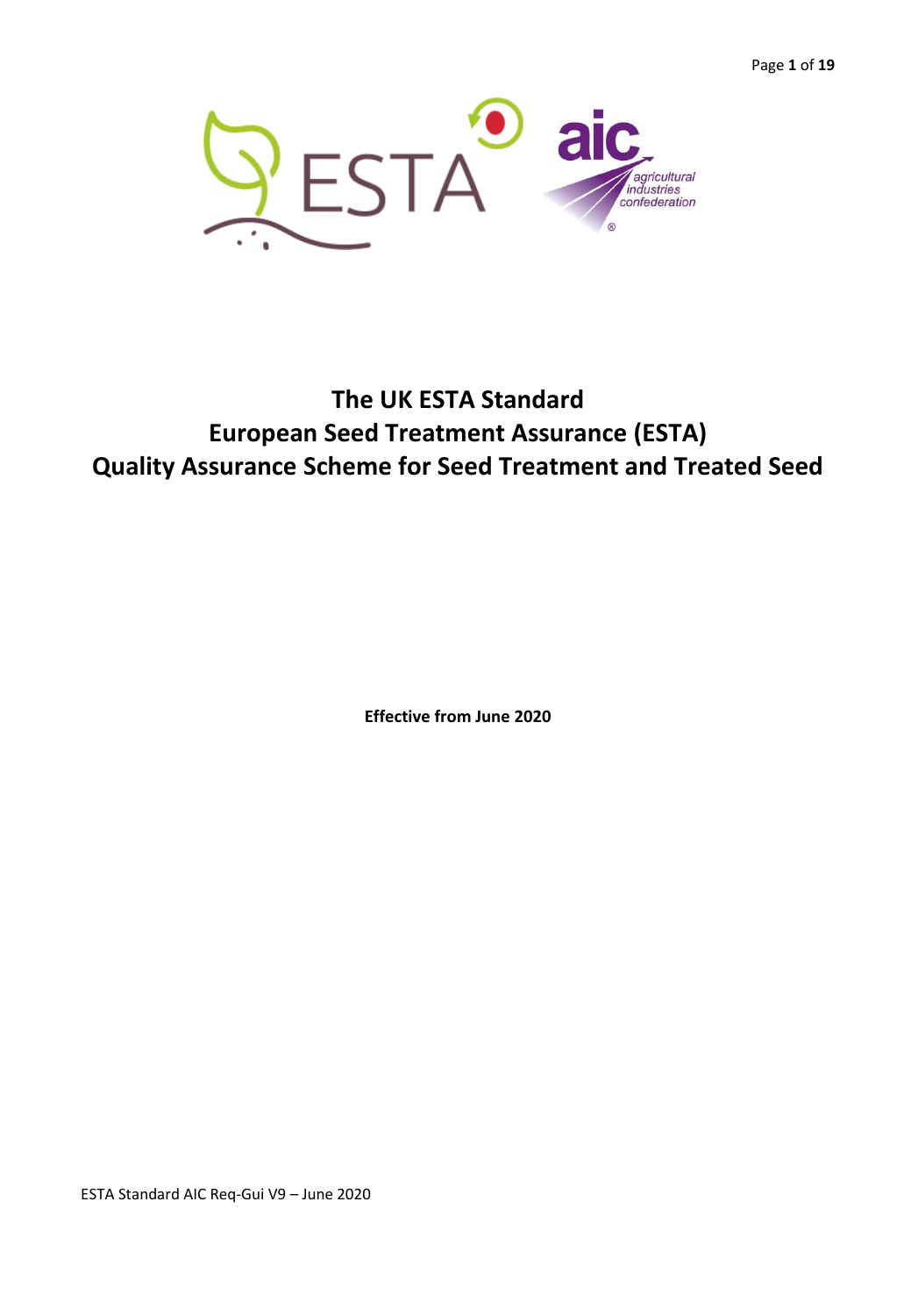# The UK ESTA Standard
# European Seed Treatment Assurance (ESTA)
# Quality Assurance Scheme for Seed Treatment and Treated Seed

**Effective from June 2020**

ESTA Standard AIC Req-Gui V9 – June 2020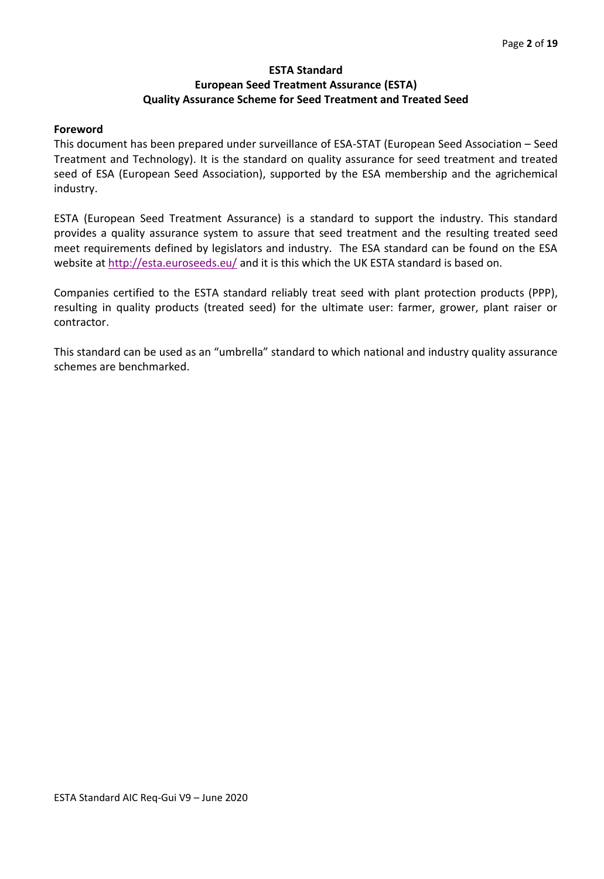**ESTA Standard**
**European Seed Treatment Assurance (ESTA)**
**Quality Assurance Scheme for Seed Treatment and Treated Seed**

## Foreword

This document has been prepared under surveillance of ESA-STAT (European Seed Association – Seed Treatment and Technology). It is the standard on quality assurance for seed treatment and treated seed of ESA (European Seed Association), supported by the ESA membership and the agrichemical industry.

ESTA (European Seed Treatment Assurance) is a standard to support the industry. This standard provides a quality assurance system to assure that seed treatment and the resulting treated seed meet requirements defined by legislators and industry. The ESA standard can be found on the ESA website at http://esta.euroseeds.eu/ and it is this which the UK ESTA standard is based on.

Companies certified to the ESTA standard reliably treat seed with plant protection products (PPP), resulting in quality products (treated seed) for the ultimate user: farmer, grower, plant raiser or contractor.

This standard can be used as an "umbrella" standard to which national and industry quality assurance schemes are benchmarked.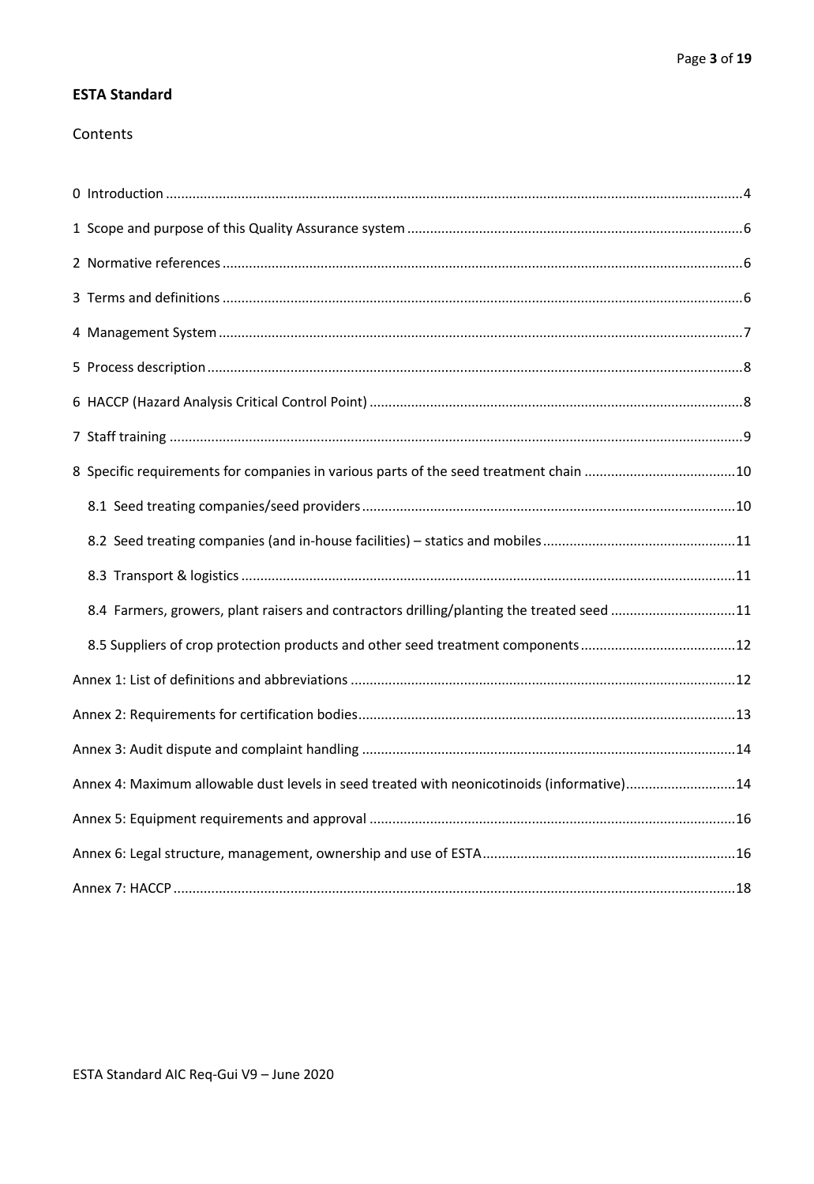**ESTA Standard**

Contents

0 Introduction ....................................................................................................4

1 Scope and purpose of this Quality Assurance system ....................................................6

2 Normative references ..........................................................................................6

3 Terms and definitions ..........................................................................................6

4 Management System ..............................................................................................7

5 Process description .............................................................................................8

6 HACCP (Hazard Analysis Critical Control Point) .......................................................8

7 Staff training ..................................................................................................9

8 Specific requirements for companies in various parts of the seed treatment chain .........10

8.1 Seed treating companies/seed providers ..................................................................10

8.2 Seed treating companies (and in-house facilities) – statics and mobiles ...................11

8.3 Transport & logistics .......................................................................................11

8.4 Farmers, growers, plant raisers and contractors drilling/planting the treated seed ........11

8.5 Suppliers of crop protection products and other seed treatment components ................12

Annex 1: List of definitions and abbreviations .......................................................12

Annex 2: Requirements for certification bodies ........................................................13

Annex 3: Audit dispute and complaint handling ..........................................................14

Annex 4: Maximum allowable dust levels in seed treated with neonicotinoids (informative)...14

Annex 5: Equipment requirements and approval ...........................................................16

Annex 6: Legal structure, management, ownership and use of ESTA ..................................16

Annex 7: HACCP ....................................................................................................18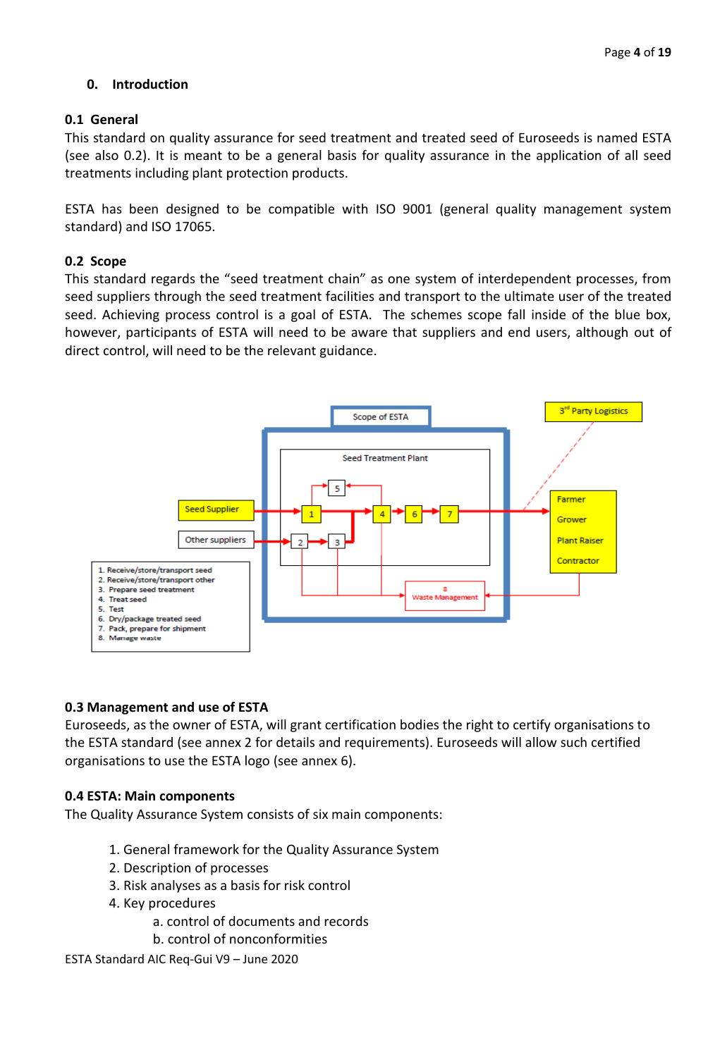## 0. Introduction

### 0.1 General

This standard on quality assurance for seed treatment and treated seed of Euroseeds is named ESTA (see also 0.2). It is meant to be a general basis for quality assurance in the application of all seed treatments including plant protection products.

ESTA has been designed to be compatible with ISO 9001 (general quality management system standard) and ISO 17065.

### 0.2 Scope

This standard regards the "seed treatment chain" as one system of interdependent processes, from seed suppliers through the seed treatment facilities and transport to the ultimate user of the treated seed. Achieving process control is a goal of ESTA. The schemes scope fall inside of the blue box, however, participants of ESTA will need to be aware that suppliers and end users, although out of direct control, will need to be the relevant guidance.

Scope of ESTA

Seed Treatment Plant

3rd Party Logistics

Seed Supplier

Other suppliers

Farmer
Grower
Plant Raiser
Contractor

8 Waste Management

1. Receive/store/transport seed
2. Receive/store/transport other
3. Prepare seed treatment
4. Treat seed
5. Test
6. Dry/package treated seed
7. Pack, prepare for shipment
8. Manage waste

### 0.3 Management and use of ESTA

Euroseeds, as the owner of ESTA, will grant certification bodies the right to certify organisations to the ESTA standard (see annex 2 for details and requirements). Euroseeds will allow such certified organisations to use the ESTA logo (see annex 6).

### 0.4 ESTA: Main components

The Quality Assurance System consists of six main components:

1. General framework for the Quality Assurance System
2. Description of processes
3. Risk analyses as a basis for risk control
4. Key procedures
    a. control of documents and records
    b. control of nonconformities

ESTA Standard AIC Req-Gui V9 – June 2020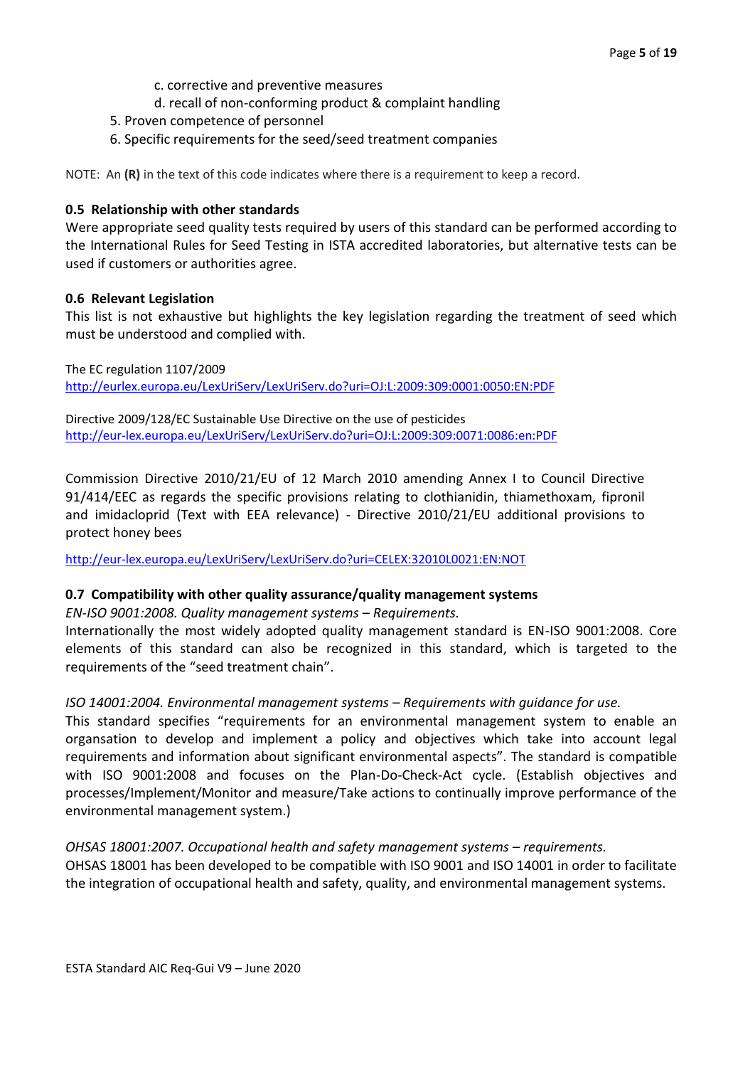c. corrective and preventive measures
   d. recall of non-conforming product & complaint handling
5. Proven competence of personnel
6. Specific requirements for the seed/seed treatment companies

NOTE: An **(R)** in the text of this code indicates where there is a requirement to keep a record.

### 0.5 Relationship with other standards

Were appropriate seed quality tests required by users of this standard can be performed according to the International Rules for Seed Testing in ISTA accredited laboratories, but alternative tests can be used if customers or authorities agree.

### 0.6 Relevant Legislation

This list is not exhaustive but highlights the key legislation regarding the treatment of seed which must be understood and complied with.

The EC regulation 1107/2009
http://eurlex.europa.eu/LexUriServ/LexUriServ.do?uri=OJ:L:2009:309:0001:0050:EN:PDF

Directive 2009/128/EC Sustainable Use Directive on the use of pesticides
http://eur-lex.europa.eu/LexUriServ/LexUriServ.do?uri=OJ:L:2009:309:0071:0086:en:PDF

Commission Directive 2010/21/EU of 12 March 2010 amending Annex I to Council Directive 91/414/EEC as regards the specific provisions relating to clothianidin, thiamethoxam, fipronil and imidacloprid (Text with EEA relevance) - Directive 2010/21/EU additional provisions to protect honey bees

http://eur-lex.europa.eu/LexUriServ/LexUriServ.do?uri=CELEX:32010L0021:EN:NOT

### 0.7 Compatibility with other quality assurance/quality management systems

*EN-ISO 9001:2008. Quality management systems – Requirements.*

Internationally the most widely adopted quality management standard is EN-ISO 9001:2008. Core elements of this standard can also be recognized in this standard, which is targeted to the requirements of the "seed treatment chain".

*ISO 14001:2004. Environmental management systems – Requirements with guidance for use.*

This standard specifies "requirements for an environmental management system to enable an organsation to develop and implement a policy and objectives which take into account legal requirements and information about significant environmental aspects". The standard is compatible with ISO 9001:2008 and focuses on the Plan-Do-Check-Act cycle. (Establish objectives and processes/Implement/Monitor and measure/Take actions to continually improve performance of the environmental management system.)

*OHSAS 18001:2007. Occupational health and safety management systems – requirements.*

OHSAS 18001 has been developed to be compatible with ISO 9001 and ISO 14001 in order to facilitate the integration of occupational health and safety, quality, and environmental management systems.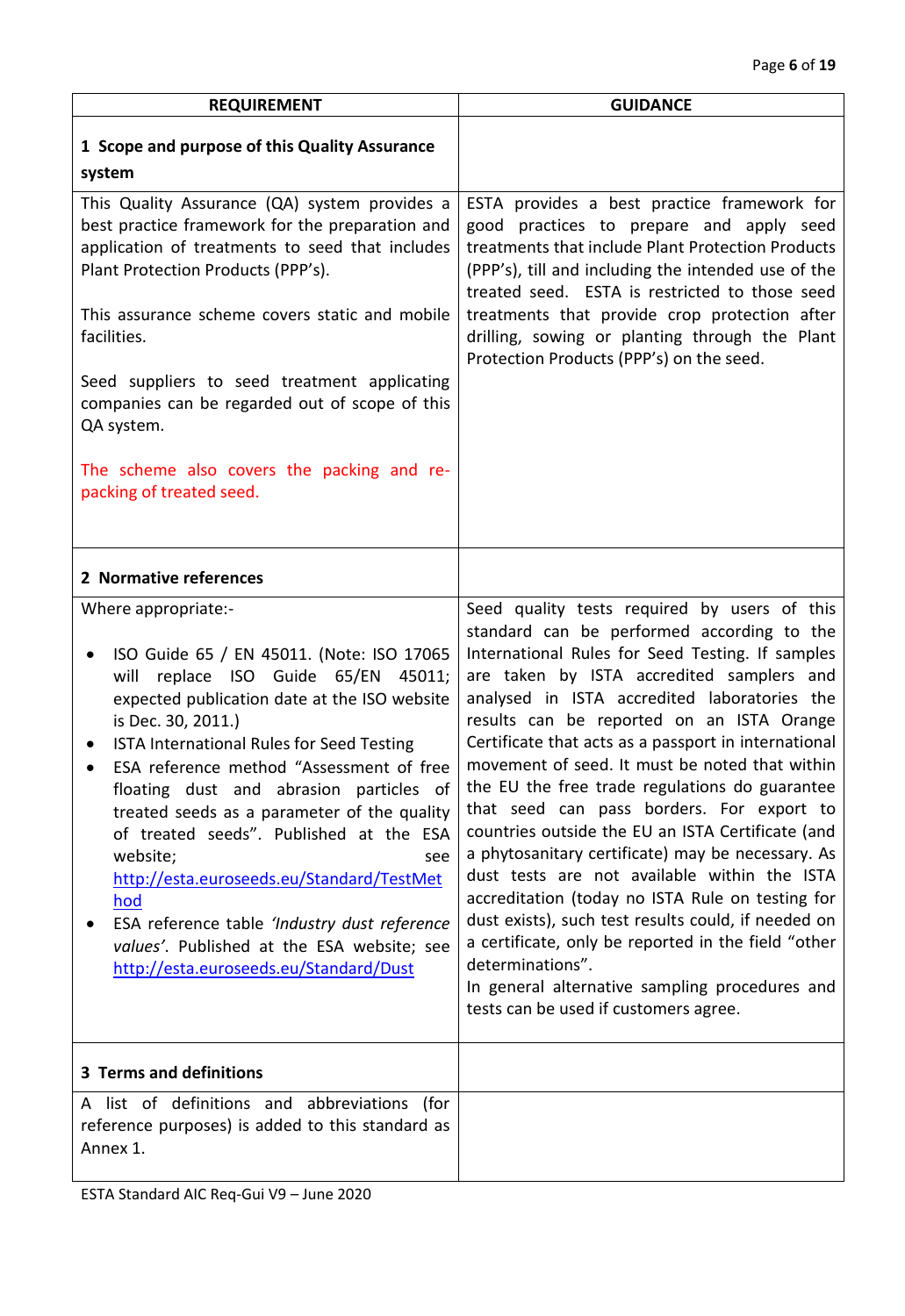| REQUIREMENT | GUIDANCE |
|---|---|
| **1 Scope and purpose of this Quality Assurance system** | |
| This Quality Assurance (QA) system provides a best practice framework for the preparation and application of treatments to seed that includes Plant Protection Products (PPP's).<br><br>This assurance scheme covers static and mobile facilities.<br><br>Seed suppliers to seed treatment applicating companies can be regarded out of scope of this QA system.<br><br>The scheme also covers the packing and re-packing of treated seed. | ESTA provides a best practice framework for good practices to prepare and apply seed treatments that include Plant Protection Products (PPP's), till and including the intended use of the treated seed. ESTA is restricted to those seed treatments that provide crop protection after drilling, sowing or planting through the Plant Protection Products (PPP's) on the seed. |
| **2 Normative references** | |
| Where appropriate:-<br><br>• ISO Guide 65 / EN 45011. (Note: ISO 17065 will replace ISO Guide 65/EN 45011; expected publication date at the ISO website is Dec. 30, 2011.)<br>• ISTA International Rules for Seed Testing<br>• ESA reference method "Assessment of free floating dust and abrasion particles of treated seeds as a parameter of the quality of treated seeds". Published at the ESA website; see [http://esta.euroseeds.eu/Standard/TestMethod](http://esta.euroseeds.eu/Standard/TestMethod)<br>• ESA reference table *'Industry dust reference values'*. Published at the ESA website; see [http://esta.euroseeds.eu/Standard/Dust](http://esta.euroseeds.eu/Standard/Dust) | Seed quality tests required by users of this standard can be performed according to the International Rules for Seed Testing. If samples are taken by ISTA accredited samplers and analysed in ISTA accredited laboratories the results can be reported on an ISTA Orange Certificate that acts as a passport in international movement of seed. It must be noted that within the EU the free trade regulations do guarantee that seed can pass borders. For export to countries outside the EU an ISTA Certificate (and a phytosanitary certificate) may be necessary. As dust tests are not available within the ISTA accreditation (today no ISTA Rule on testing for dust exists), such test results could, if needed on a certificate, only be reported in the field "other determinations".<br>In general alternative sampling procedures and tests can be used if customers agree. |
| **3 Terms and definitions** | |
| A list of definitions and abbreviations (for reference purposes) is added to this standard as Annex 1. | |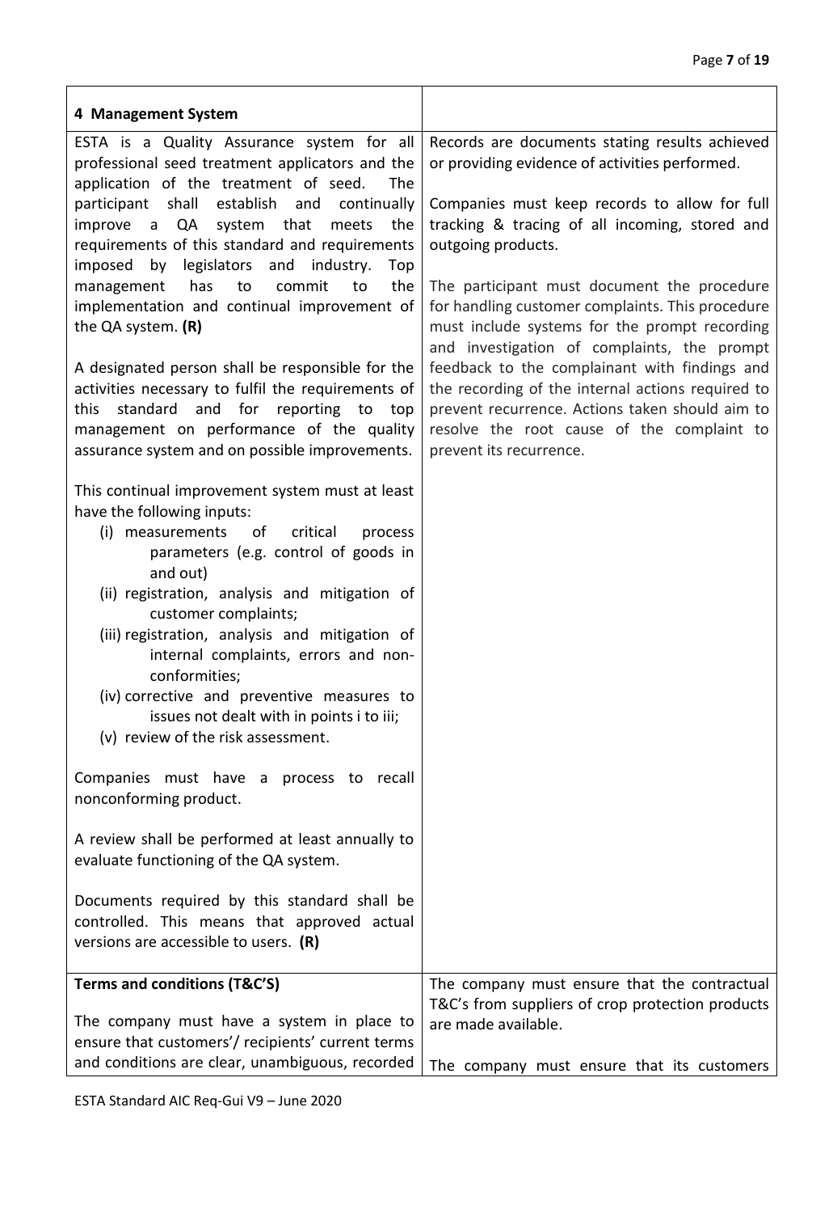| 4 Management System | |
|---|---|
| ESTA is a Quality Assurance system for all professional seed treatment applicators and the application of the treatment of seed. The participant shall establish and continually improve a QA system that meets the requirements of this standard and requirements imposed by legislators and industry. Top management has to commit to the implementation and continual improvement of the QA system. **(R)**<br><br>A designated person shall be responsible for the activities necessary to fulfil the requirements of this standard and for reporting to top management on performance of the quality assurance system and on possible improvements.<br><br>This continual improvement system must at least have the following inputs:<br>(i) measurements of critical process parameters (e.g. control of goods in and out)<br>(ii) registration, analysis and mitigation of customer complaints;<br>(iii) registration, analysis and mitigation of internal complaints, errors and non-conformities;<br>(iv) corrective and preventive measures to issues not dealt with in points i to iii;<br>(v) review of the risk assessment.<br><br>Companies must have a process to recall nonconforming product.<br><br>A review shall be performed at least annually to evaluate functioning of the QA system.<br><br>Documents required by this standard shall be controlled. This means that approved actual versions are accessible to users. **(R)** | Records are documents stating results achieved or providing evidence of activities performed.<br><br>Companies must keep records to allow for full tracking & tracing of all incoming, stored and outgoing products.<br><br>The participant must document the procedure for handling customer complaints. This procedure must include systems for the prompt recording and investigation of complaints, the prompt feedback to the complainant with findings and the recording of the internal actions required to prevent recurrence. Actions taken should aim to resolve the root cause of the complaint to prevent its recurrence. |
| **Terms and conditions (T&C'S)**<br><br>The company must have a system in place to ensure that customers'/ recipients' current terms and conditions are clear, unambiguous, recorded | The company must ensure that the contractual T&C's from suppliers of crop protection products are made available.<br><br>The company must ensure that its customers |

ESTA Standard AIC Req-Gui V9 – June 2020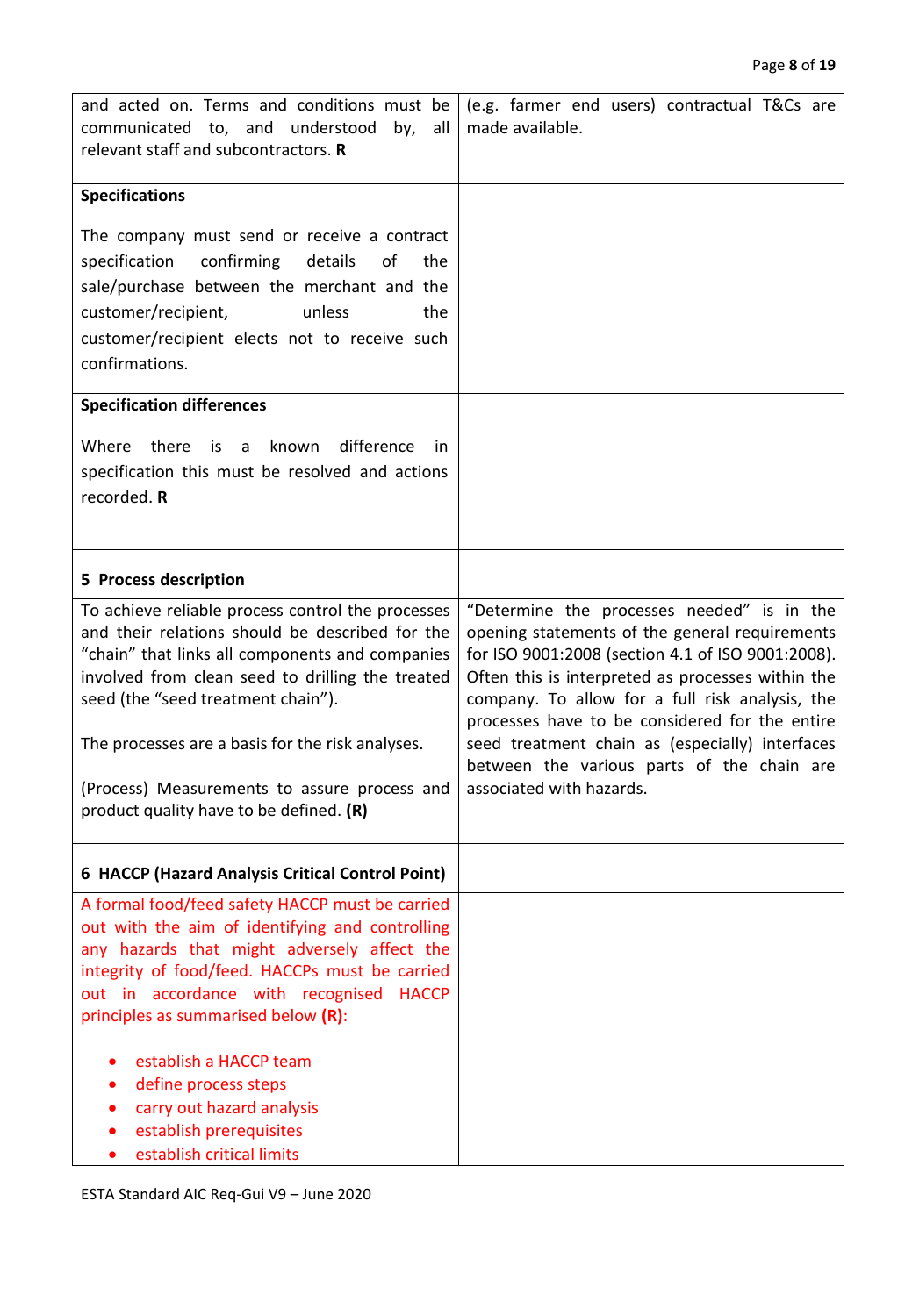| | |
|---|---|
| and acted on. Terms and conditions must be communicated to, and understood by, all relevant staff and subcontractors. **R** | (e.g. farmer end users) contractual T&Cs are made available. |
| **Specifications**<br><br>The company must send or receive a contract specification confirming details of the sale/purchase between the merchant and the customer/recipient, unless the customer/recipient elects not to receive such confirmations. | |
| **Specification differences**<br><br>Where there is a known difference in specification this must be resolved and actions recorded. **R** | |
| **5 Process description** | |
| To achieve reliable process control the processes and their relations should be described for the "chain" that links all components and companies involved from clean seed to drilling the treated seed (the "seed treatment chain").<br><br>The processes are a basis for the risk analyses.<br><br>(Process) Measurements to assure process and product quality have to be defined. **(R)** | "Determine the processes needed" is in the opening statements of the general requirements for ISO 9001:2008 (section 4.1 of ISO 9001:2008). Often this is interpreted as processes within the company. To allow for a full risk analysis, the processes have to be considered for the entire seed treatment chain as (especially) interfaces between the various parts of the chain are associated with hazards. |
| **6 HACCP (Hazard Analysis Critical Control Point)** | |
| A formal food/feed safety HACCP must be carried out with the aim of identifying and controlling any hazards that might adversely affect the integrity of food/feed. HACCPs must be carried out in accordance with recognised HACCP principles as summarised below **(R)**:<br><br>• establish a HACCP team<br>• define process steps<br>• carry out hazard analysis<br>• establish prerequisites<br>• establish critical limits | |

ESTA Standard AIC Req-Gui V9 – June 2020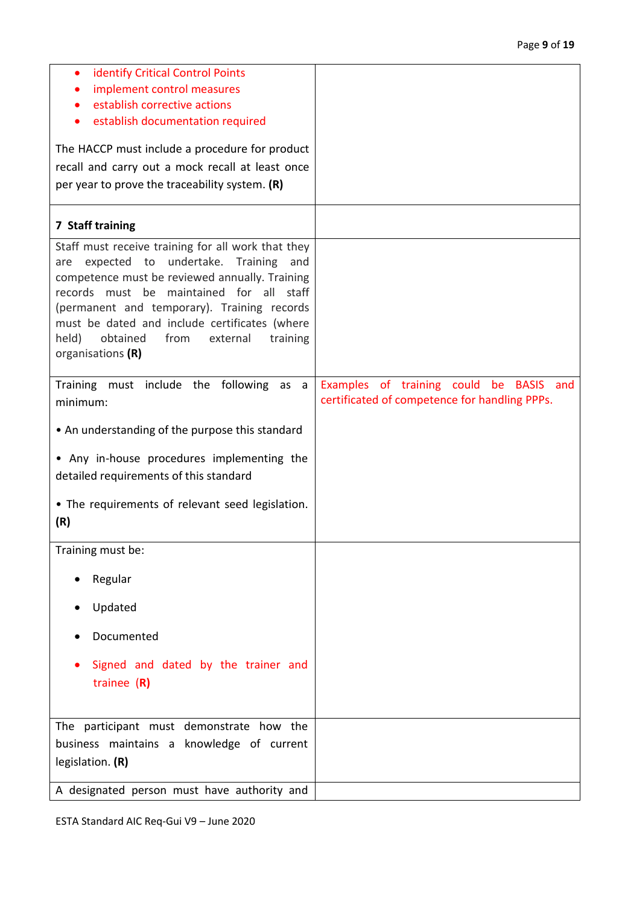| | |
|---|---|
| • identify Critical Control Points<br>• implement control measures<br>• establish corrective actions<br>• establish documentation required<br><br>The HACCP must include a procedure for product recall and carry out a mock recall at least once per year to prove the traceability system. **(R)** | |
| **7 Staff training** | |
| Staff must receive training for all work that they are expected to undertake. Training and competence must be reviewed annually. Training records must be maintained for all staff (permanent and temporary). Training records must be dated and include certificates (where held) obtained from external training organisations **(R)** | |
| Training must include the following as a minimum:<br><br>• An understanding of the purpose this standard<br><br>• Any in-house procedures implementing the detailed requirements of this standard<br><br>• The requirements of relevant seed legislation. **(R)** | Examples of training could be BASIS and certificated of competence for handling PPPs. |
| Training must be:<br><br>• Regular<br>• Updated<br>• Documented<br>• Signed and dated by the trainer and trainee **(R)** | |
| The participant must demonstrate how the business maintains a knowledge of current legislation. **(R)** | |
| A designated person must have authority and | |

ESTA Standard AIC Req-Gui V9 – June 2020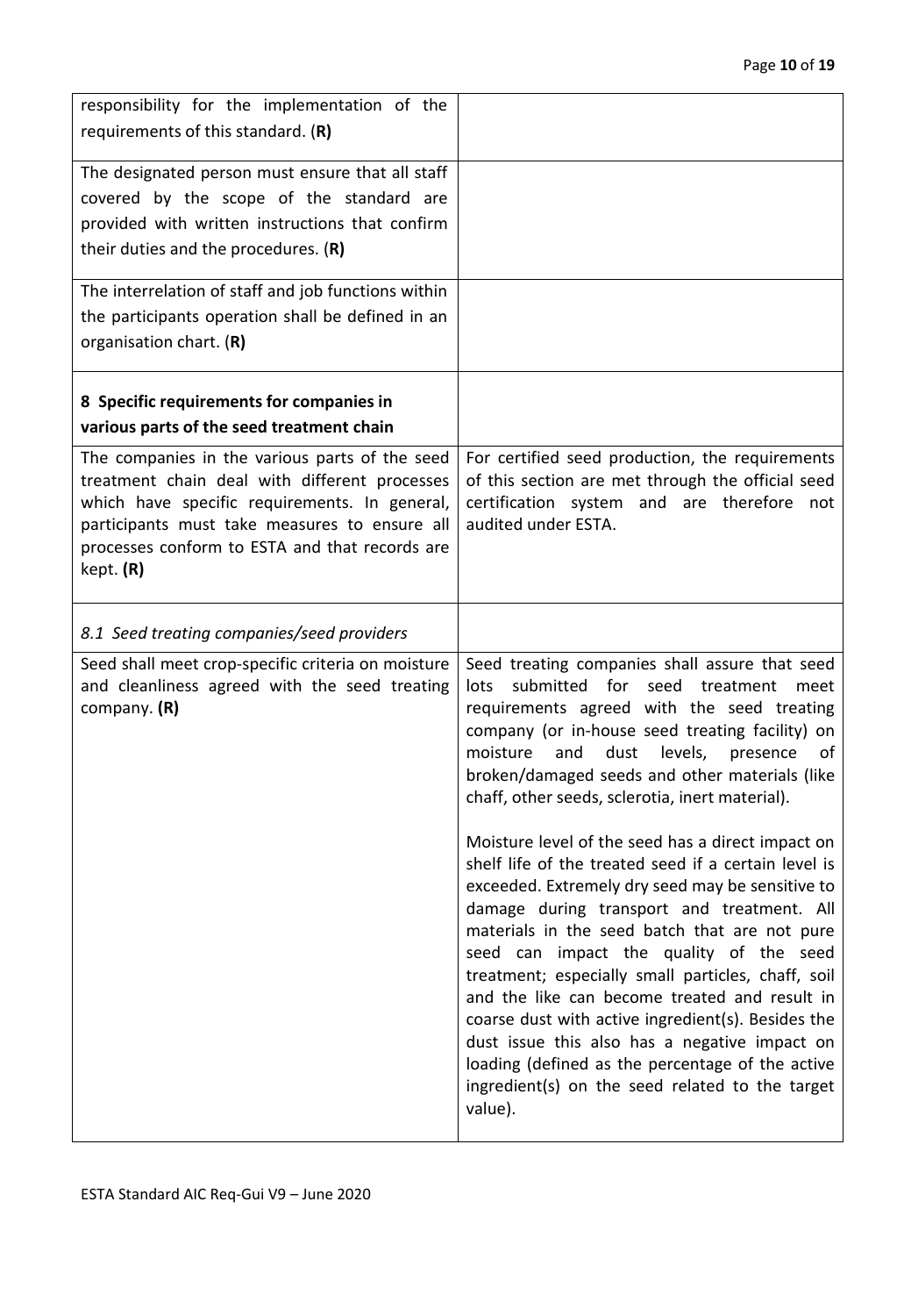| | |
|---|---|
| responsibility for the implementation of the requirements of this standard. (**R**) | |
| The designated person must ensure that all staff covered by the scope of the standard are provided with written instructions that confirm their duties and the procedures. (**R**) | |
| The interrelation of staff and job functions within the participants operation shall be defined in an organisation chart. (**R**) | |
| **8 Specific requirements for companies in various parts of the seed treatment chain** | |
| The companies in the various parts of the seed treatment chain deal with different processes which have specific requirements. In general, participants must take measures to ensure all processes conform to ESTA and that records are kept. **(R)** | For certified seed production, the requirements of this section are met through the official seed certification system and are therefore not audited under ESTA. |
| *8.1 Seed treating companies/seed providers* | |
| Seed shall meet crop-specific criteria on moisture and cleanliness agreed with the seed treating company. **(R)** | Seed treating companies shall assure that seed lots submitted for seed treatment meet requirements agreed with the seed treating company (or in-house seed treating facility) on moisture and dust levels, presence of broken/damaged seeds and other materials (like chaff, other seeds, sclerotia, inert material).<br><br>Moisture level of the seed has a direct impact on shelf life of the treated seed if a certain level is exceeded. Extremely dry seed may be sensitive to damage during transport and treatment. All materials in the seed batch that are not pure seed can impact the quality of the seed treatment; especially small particles, chaff, soil and the like can become treated and result in coarse dust with active ingredient(s). Besides the dust issue this also has a negative impact on loading (defined as the percentage of the active ingredient(s) on the seed related to the target value). |

ESTA Standard AIC Req-Gui V9 – June 2020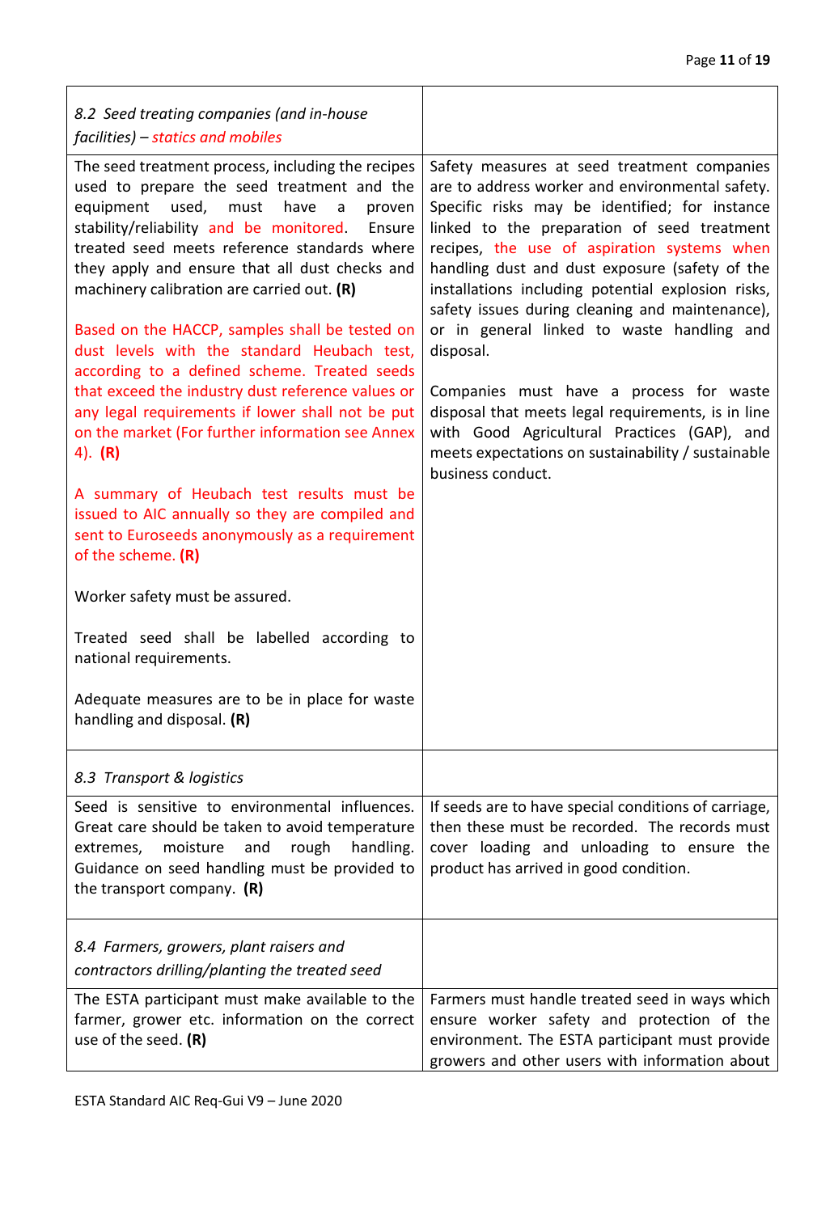| *8.2 Seed treating companies (and in-house facilities) – statics and mobiles* | |
|---|---|
| The seed treatment process, including the recipes used to prepare the seed treatment and the equipment used, must have a proven stability/reliability and be monitored. Ensure treated seed meets reference standards where they apply and ensure that all dust checks and machinery calibration are carried out. **(R)**<br><br>Based on the HACCP, samples shall be tested on dust levels with the standard Heubach test, according to a defined scheme. Treated seeds that exceed the industry dust reference values or any legal requirements if lower shall not be put on the market (For further information see Annex 4). **(R)**<br><br>A summary of Heubach test results must be issued to AIC annually so they are compiled and sent to Euroseeds anonymously as a requirement of the scheme. **(R)**<br><br>Worker safety must be assured.<br><br>Treated seed shall be labelled according to national requirements.<br><br>Adequate measures are to be in place for waste handling and disposal. **(R)** | Safety measures at seed treatment companies are to address worker and environmental safety. Specific risks may be identified; for instance linked to the preparation of seed treatment recipes, the use of aspiration systems when handling dust and dust exposure (safety of the installations including potential explosion risks, safety issues during cleaning and maintenance), or in general linked to waste handling and disposal.<br><br>Companies must have a process for waste disposal that meets legal requirements, is in line with Good Agricultural Practices (GAP), and meets expectations on sustainability / sustainable business conduct. |
| *8.3 Transport & logistics* | |
| Seed is sensitive to environmental influences. Great care should be taken to avoid temperature extremes, moisture and rough handling. Guidance on seed handling must be provided to the transport company. **(R)** | If seeds are to have special conditions of carriage, then these must be recorded. The records must cover loading and unloading to ensure the product has arrived in good condition. |
| *8.4 Farmers, growers, plant raisers and contractors drilling/planting the treated seed* | |
| The ESTA participant must make available to the farmer, grower etc. information on the correct use of the seed. **(R)** | Farmers must handle treated seed in ways which ensure worker safety and protection of the environment. The ESTA participant must provide growers and other users with information about |

ESTA Standard AIC Req-Gui V9 – June 2020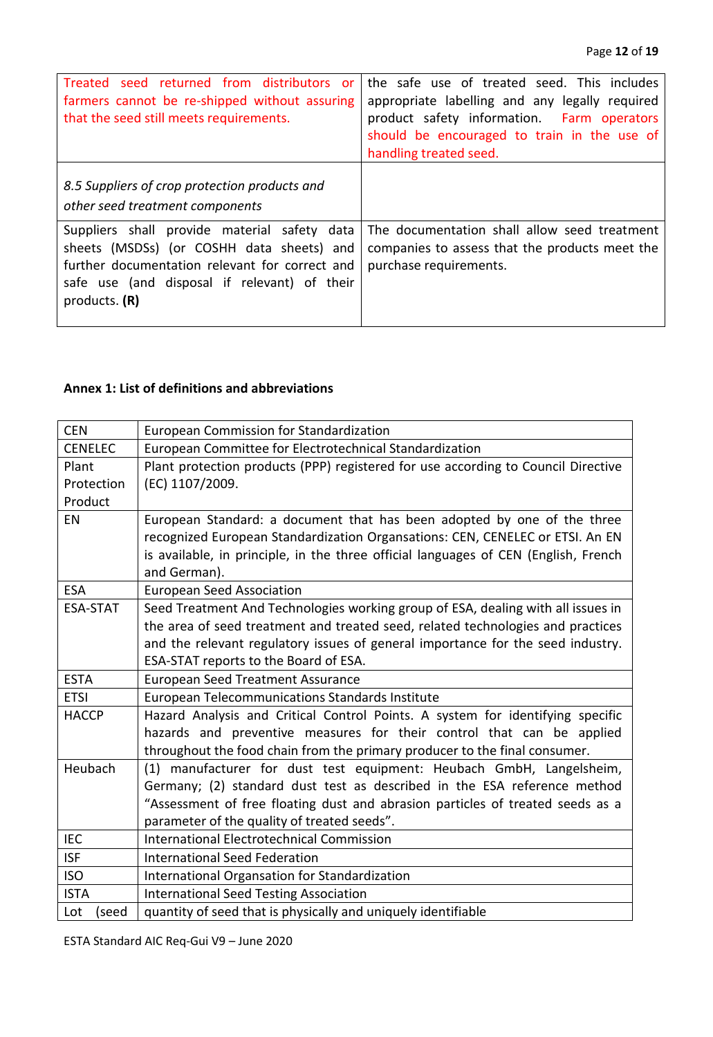| | |
|---|---|
| Treated seed returned from distributors or farmers cannot be re-shipped without assuring that the seed still meets requirements. | the safe use of treated seed. This includes appropriate labelling and any legally required product safety information. Farm operators should be encouraged to train in the use of handling treated seed. |
| *8.5 Suppliers of crop protection products and other seed treatment components* | |
| Suppliers shall provide material safety data sheets (MSDSs) (or COSHH data sheets) and further documentation relevant for correct and safe use (and disposal if relevant) of their products. **(R)** | The documentation shall allow seed treatment companies to assess that the products meet the purchase requirements. |

**Annex 1: List of definitions and abbreviations**

| | |
|---|---|
| CEN | European Commission for Standardization |
| CENELEC | European Committee for Electrotechnical Standardization |
| Plant Protection Product | Plant protection products (PPP) registered for use according to Council Directive (EC) 1107/2009. |
| EN | European Standard: a document that has been adopted by one of the three recognized European Standardization Organsations: CEN, CENELEC or ETSI. An EN is available, in principle, in the three official languages of CEN (English, French and German). |
| ESA | European Seed Association |
| ESA-STAT | Seed Treatment And Technologies working group of ESA, dealing with all issues in the area of seed treatment and treated seed, related technologies and practices and the relevant regulatory issues of general importance for the seed industry. ESA-STAT reports to the Board of ESA. |
| ESTA | European Seed Treatment Assurance |
| ETSI | European Telecommunications Standards Institute |
| HACCP | Hazard Analysis and Critical Control Points. A system for identifying specific hazards and preventive measures for their control that can be applied throughout the food chain from the primary producer to the final consumer. |
| Heubach | (1) manufacturer for dust test equipment: Heubach GmbH, Langelsheim, Germany; (2) standard dust test as described in the ESA reference method "Assessment of free floating dust and abrasion particles of treated seeds as a parameter of the quality of treated seeds". |
| IEC | International Electrotechnical Commission |
| ISF | International Seed Federation |
| ISO | International Organsation for Standardization |
| ISTA | International Seed Testing Association |
| Lot (seed | quantity of seed that is physically and uniquely identifiable |

ESTA Standard AIC Req-Gui V9 – June 2020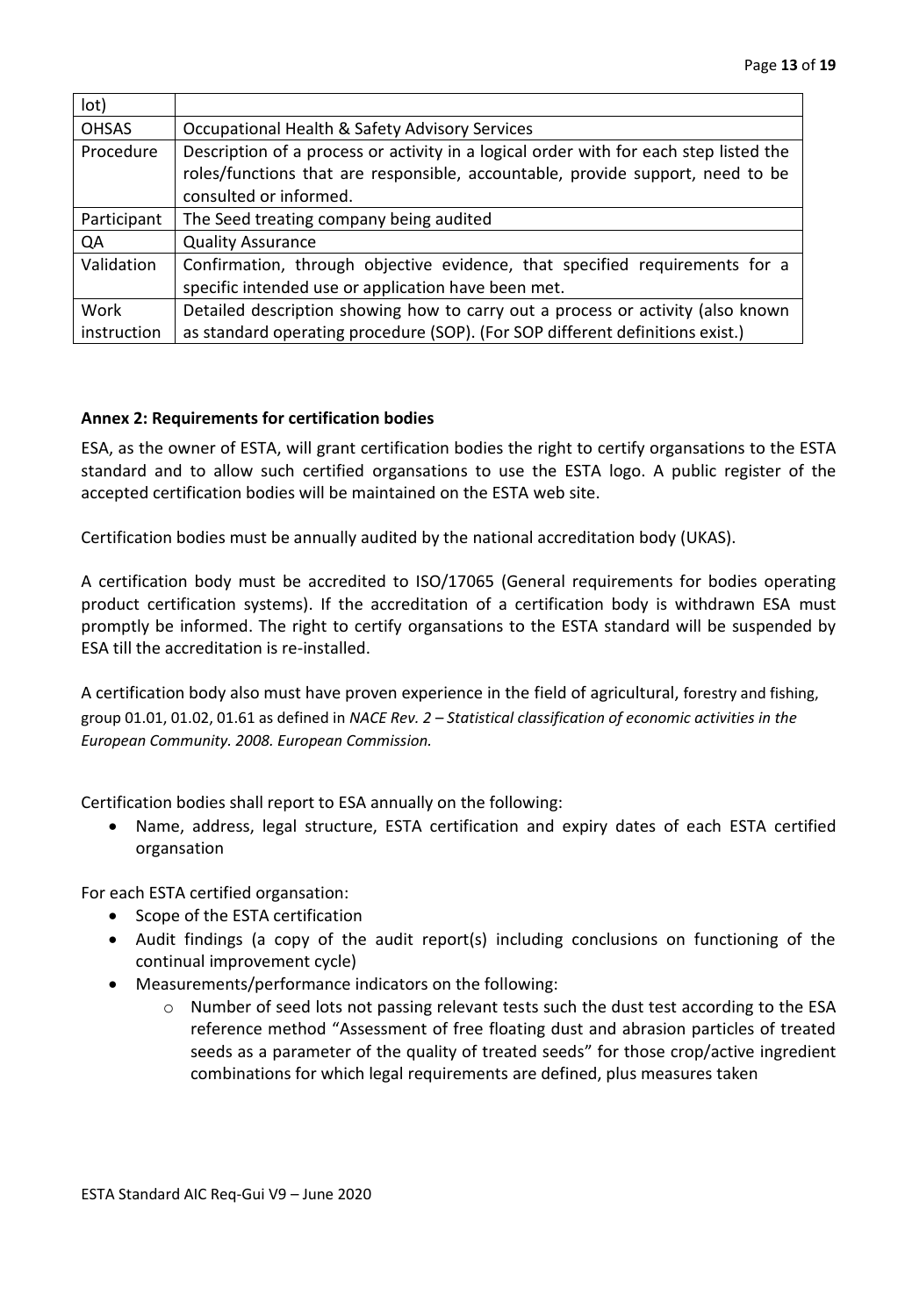| lot) | |
|---|---|
| OHSAS | Occupational Health & Safety Advisory Services |
| Procedure | Description of a process or activity in a logical order with for each step listed the roles/functions that are responsible, accountable, provide support, need to be consulted or informed. |
| Participant | The Seed treating company being audited |
| QA | Quality Assurance |
| Validation | Confirmation, through objective evidence, that specified requirements for a specific intended use or application have been met. |
| Work instruction | Detailed description showing how to carry out a process or activity (also known as standard operating procedure (SOP). (For SOP different definitions exist.) |

**Annex 2: Requirements for certification bodies**

ESA, as the owner of ESTA, will grant certification bodies the right to certify organsations to the ESTA standard and to allow such certified organsations to use the ESTA logo. A public register of the accepted certification bodies will be maintained on the ESTA web site.

Certification bodies must be annually audited by the national accreditation body (UKAS).

A certification body must be accredited to ISO/17065 (General requirements for bodies operating product certification systems). If the accreditation of a certification body is withdrawn ESA must promptly be informed. The right to certify organsations to the ESTA standard will be suspended by ESA till the accreditation is re-installed.

A certification body also must have proven experience in the field of agricultural, forestry and fishing, group 01.01, 01.02, 01.61 as defined in *NACE Rev. 2 – Statistical classification of economic activities in the European Community. 2008. European Commission.*

Certification bodies shall report to ESA annually on the following:

- Name, address, legal structure, ESTA certification and expiry dates of each ESTA certified organsation

For each ESTA certified organsation:

- Scope of the ESTA certification
- Audit findings (a copy of the audit report(s) including conclusions on functioning of the continual improvement cycle)
- Measurements/performance indicators on the following:
    - Number of seed lots not passing relevant tests such the dust test according to the ESA reference method "Assessment of free floating dust and abrasion particles of treated seeds as a parameter of the quality of treated seeds" for those crop/active ingredient combinations for which legal requirements are defined, plus measures taken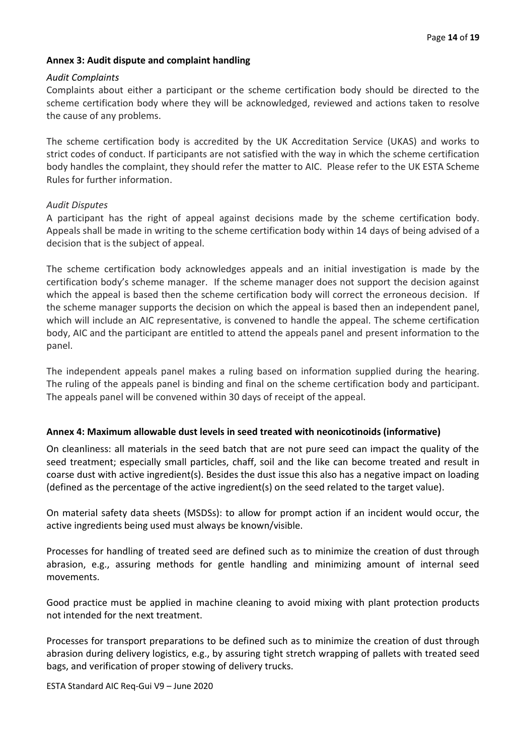## Annex 3: Audit dispute and complaint handling

*Audit Complaints*

Complaints about either a participant or the scheme certification body should be directed to the scheme certification body where they will be acknowledged, reviewed and actions taken to resolve the cause of any problems.

The scheme certification body is accredited by the UK Accreditation Service (UKAS) and works to strict codes of conduct. If participants are not satisfied with the way in which the scheme certification body handles the complaint, they should refer the matter to AIC. Please refer to the UK ESTA Scheme Rules for further information.

*Audit Disputes*

A participant has the right of appeal against decisions made by the scheme certification body. Appeals shall be made in writing to the scheme certification body within 14 days of being advised of a decision that is the subject of appeal.

The scheme certification body acknowledges appeals and an initial investigation is made by the certification body's scheme manager. If the scheme manager does not support the decision against which the appeal is based then the scheme certification body will correct the erroneous decision. If the scheme manager supports the decision on which the appeal is based then an independent panel, which will include an AIC representative, is convened to handle the appeal. The scheme certification body, AIC and the participant are entitled to attend the appeals panel and present information to the panel.

The independent appeals panel makes a ruling based on information supplied during the hearing. The ruling of the appeals panel is binding and final on the scheme certification body and participant. The appeals panel will be convened within 30 days of receipt of the appeal.

## Annex 4: Maximum allowable dust levels in seed treated with neonicotinoids (informative)

On cleanliness: all materials in the seed batch that are not pure seed can impact the quality of the seed treatment; especially small particles, chaff, soil and the like can become treated and result in coarse dust with active ingredient(s). Besides the dust issue this also has a negative impact on loading (defined as the percentage of the active ingredient(s) on the seed related to the target value).

On material safety data sheets (MSDSs): to allow for prompt action if an incident would occur, the active ingredients being used must always be known/visible.

Processes for handling of treated seed are defined such as to minimize the creation of dust through abrasion, e.g., assuring methods for gentle handling and minimizing amount of internal seed movements.

Good practice must be applied in machine cleaning to avoid mixing with plant protection products not intended for the next treatment.

Processes for transport preparations to be defined such as to minimize the creation of dust through abrasion during delivery logistics, e.g., by assuring tight stretch wrapping of pallets with treated seed bags, and verification of proper stowing of delivery trucks.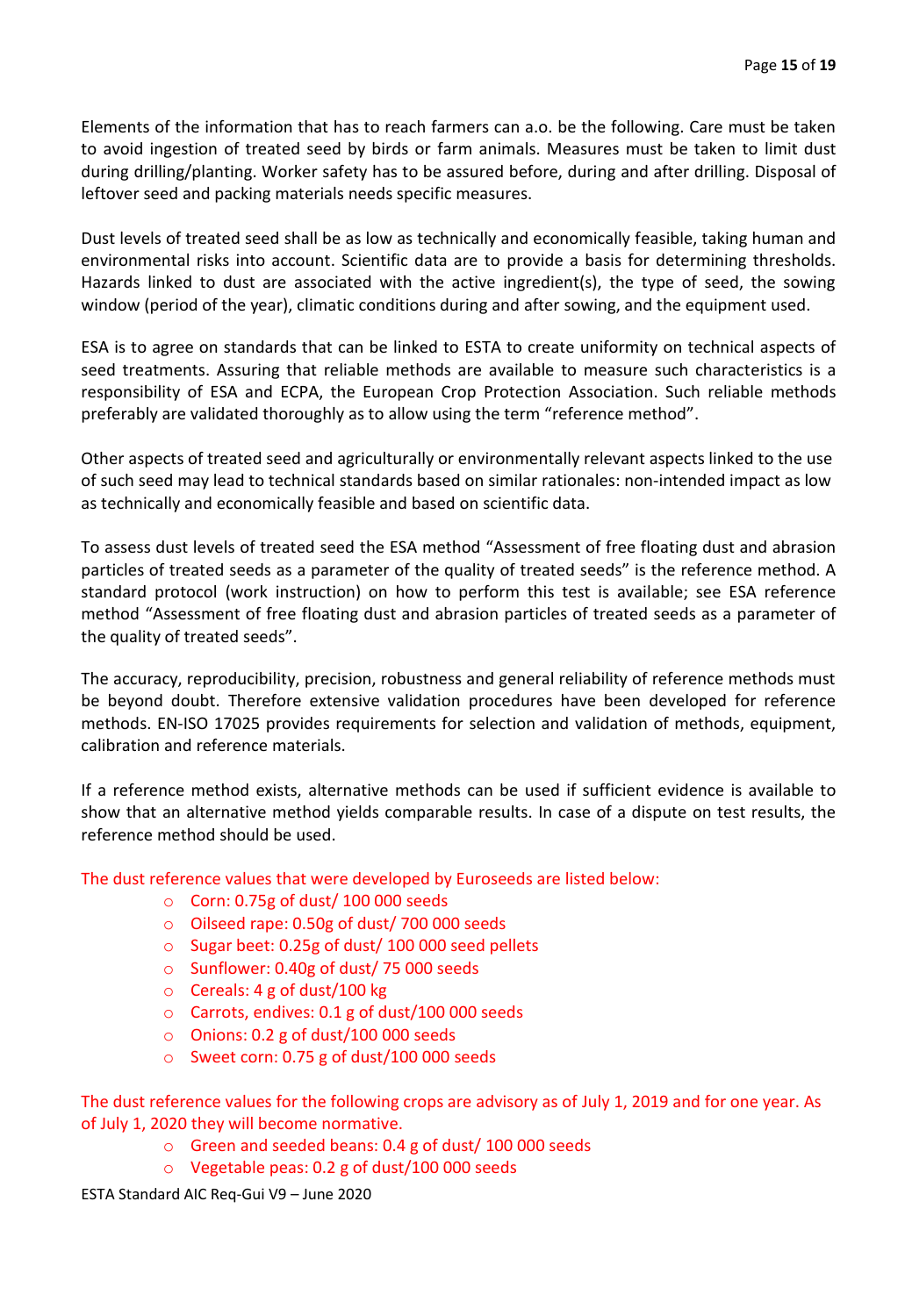Elements of the information that has to reach farmers can a.o. be the following. Care must be taken to avoid ingestion of treated seed by birds or farm animals. Measures must be taken to limit dust during drilling/planting. Worker safety has to be assured before, during and after drilling. Disposal of leftover seed and packing materials needs specific measures.

Dust levels of treated seed shall be as low as technically and economically feasible, taking human and environmental risks into account. Scientific data are to provide a basis for determining thresholds. Hazards linked to dust are associated with the active ingredient(s), the type of seed, the sowing window (period of the year), climatic conditions during and after sowing, and the equipment used.

ESA is to agree on standards that can be linked to ESTA to create uniformity on technical aspects of seed treatments. Assuring that reliable methods are available to measure such characteristics is a responsibility of ESA and ECPA, the European Crop Protection Association. Such reliable methods preferably are validated thoroughly as to allow using the term "reference method".

Other aspects of treated seed and agriculturally or environmentally relevant aspects linked to the use of such seed may lead to technical standards based on similar rationales: non-intended impact as low as technically and economically feasible and based on scientific data.

To assess dust levels of treated seed the ESA method "Assessment of free floating dust and abrasion particles of treated seeds as a parameter of the quality of treated seeds" is the reference method. A standard protocol (work instruction) on how to perform this test is available; see ESA reference method "Assessment of free floating dust and abrasion particles of treated seeds as a parameter of the quality of treated seeds".

The accuracy, reproducibility, precision, robustness and general reliability of reference methods must be beyond doubt. Therefore extensive validation procedures have been developed for reference methods. EN-ISO 17025 provides requirements for selection and validation of methods, equipment, calibration and reference materials.

If a reference method exists, alternative methods can be used if sufficient evidence is available to show that an alternative method yields comparable results. In case of a dispute on test results, the reference method should be used.

The dust reference values that were developed by Euroseeds are listed below:

- Corn: 0.75g of dust/ 100 000 seeds
- Oilseed rape: 0.50g of dust/ 700 000 seeds
- Sugar beet: 0.25g of dust/ 100 000 seed pellets
- Sunflower: 0.40g of dust/ 75 000 seeds
- Cereals: 4 g of dust/100 kg
- Carrots, endives: 0.1 g of dust/100 000 seeds
- Onions: 0.2 g of dust/100 000 seeds
- Sweet corn: 0.75 g of dust/100 000 seeds

The dust reference values for the following crops are advisory as of July 1, 2019 and for one year. As of July 1, 2020 they will become normative.

- Green and seeded beans: 0.4 g of dust/ 100 000 seeds
- Vegetable peas: 0.2 g of dust/100 000 seeds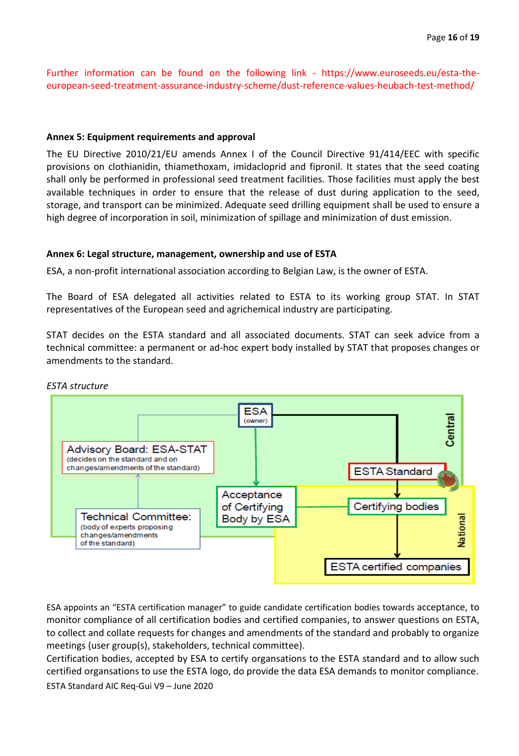Further information can be found on the following link - https://www.euroseeds.eu/esta-the-european-seed-treatment-assurance-industry-scheme/dust-reference-values-heubach-test-method/

**Annex 5: Equipment requirements and approval**

The EU Directive 2010/21/EU amends Annex I of the Council Directive 91/414/EEC with specific provisions on clothianidin, thiamethoxam, imidacloprid and fipronil. It states that the seed coating shall only be performed in professional seed treatment facilities. Those facilities must apply the best available techniques in order to ensure that the release of dust during application to the seed, storage, and transport can be minimized. Adequate seed drilling equipment shall be used to ensure a high degree of incorporation in soil, minimization of spillage and minimization of dust emission.

**Annex 6: Legal structure, management, ownership and use of ESTA**

ESA, a non-profit international association according to Belgian Law, is the owner of ESTA.

The Board of ESA delegated all activities related to ESTA to its working group STAT. In STAT representatives of the European seed and agrichemical industry are participating.

STAT decides on the ESTA standard and all associated documents. STAT can seek advice from a technical committee: a permanent or ad-hoc expert body installed by STAT that proposes changes or amendments to the standard.

*ESTA structure*

Central:
- ESA (owner)
- Advisory Board: ESA-STAT (decides on the standard and on changes/amendments of the standard)
- Technical Committee: (body of experts proposing changes/amendments of the standard)
- Acceptance of Certifying Body by ESA
- ESTA Standard

National:
- Certifying bodies
- ESTA certified companies

ESA appoints an "ESTA certification manager" to guide candidate certification bodies towards acceptance, to monitor compliance of all certification bodies and certified companies, to answer questions on ESTA, to collect and collate requests for changes and amendments of the standard and probably to organize meetings (user group(s), stakeholders, technical committee).

Certification bodies, accepted by ESA to certify organsations to the ESTA standard and to allow such certified organsations to use the ESTA logo, do provide the data ESA demands to monitor compliance.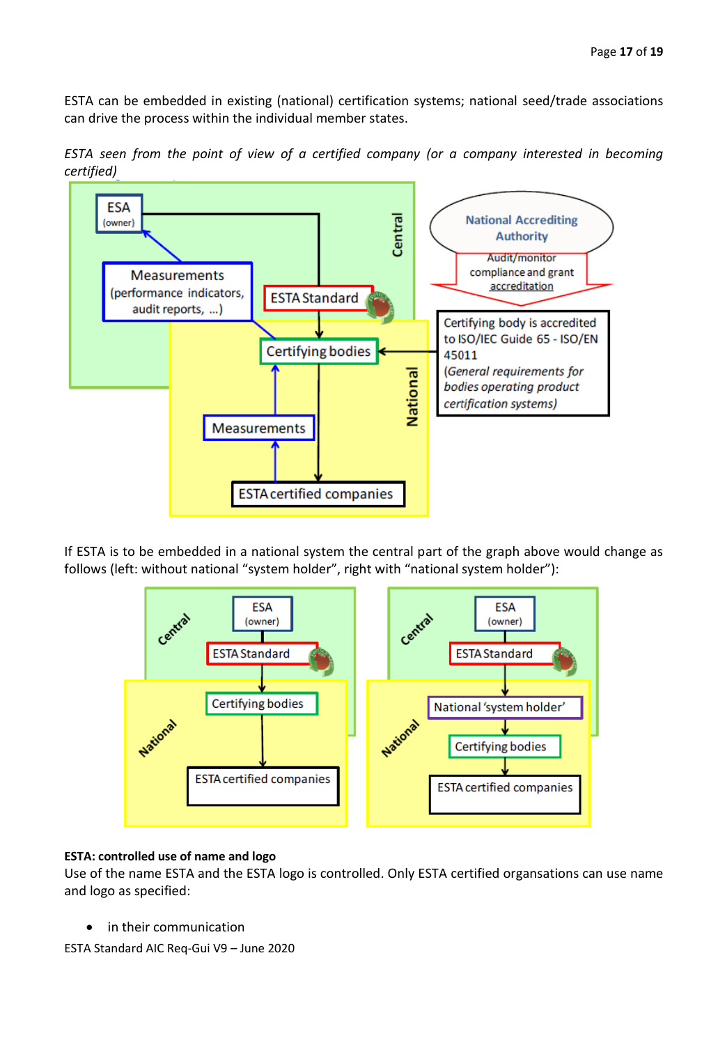ESTA can be embedded in existing (national) certification systems; national seed/trade associations can drive the process within the individual member states.

*ESTA seen from the point of view of a certified company (or a company interested in becoming certified)*

If ESTA is to be embedded in a national system the central part of the graph above would change as follows (left: without national "system holder", right with "national system holder"):

**ESTA: controlled use of name and logo**

Use of the name ESTA and the ESTA logo is controlled. Only ESTA certified organsations can use name and logo as specified:

- in their communication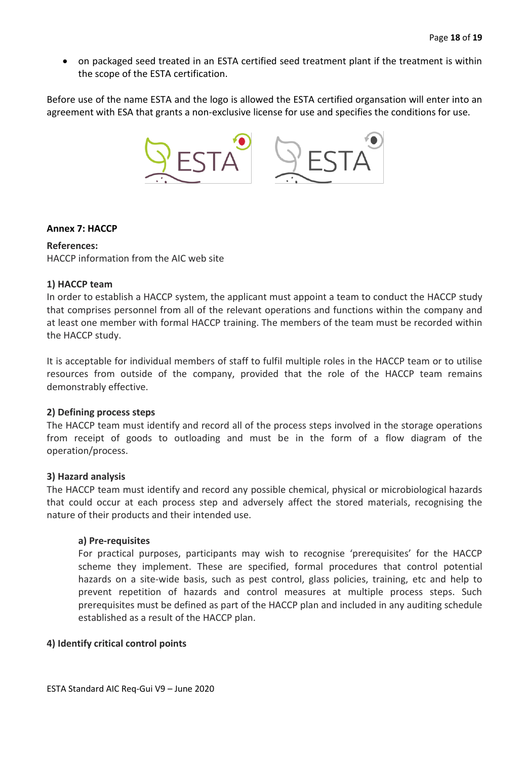- on packaged seed treated in an ESTA certified seed treatment plant if the treatment is within the scope of the ESTA certification.

Before use of the name ESTA and the logo is allowed the ESTA certified organsation will enter into an agreement with ESA that grants a non-exclusive license for use and specifies the conditions for use.

## Annex 7: HACCP

**References:**
HACCP information from the AIC web site

### 1) HACCP team

In order to establish a HACCP system, the applicant must appoint a team to conduct the HACCP study that comprises personnel from all of the relevant operations and functions within the company and at least one member with formal HACCP training. The members of the team must be recorded within the HACCP study.

It is acceptable for individual members of staff to fulfil multiple roles in the HACCP team or to utilise resources from outside of the company, provided that the role of the HACCP team remains demonstrably effective.

### 2) Defining process steps

The HACCP team must identify and record all of the process steps involved in the storage operations from receipt of goods to outloading and must be in the form of a flow diagram of the operation/process.

### 3) Hazard analysis

The HACCP team must identify and record any possible chemical, physical or microbiological hazards that could occur at each process step and adversely affect the stored materials, recognising the nature of their products and their intended use.

#### a) Pre-requisites

For practical purposes, participants may wish to recognise 'prerequisites' for the HACCP scheme they implement. These are specified, formal procedures that control potential hazards on a site-wide basis, such as pest control, glass policies, training, etc and help to prevent repetition of hazards and control measures at multiple process steps. Such prerequisites must be defined as part of the HACCP plan and included in any auditing schedule established as a result of the HACCP plan.

### 4) Identify critical control points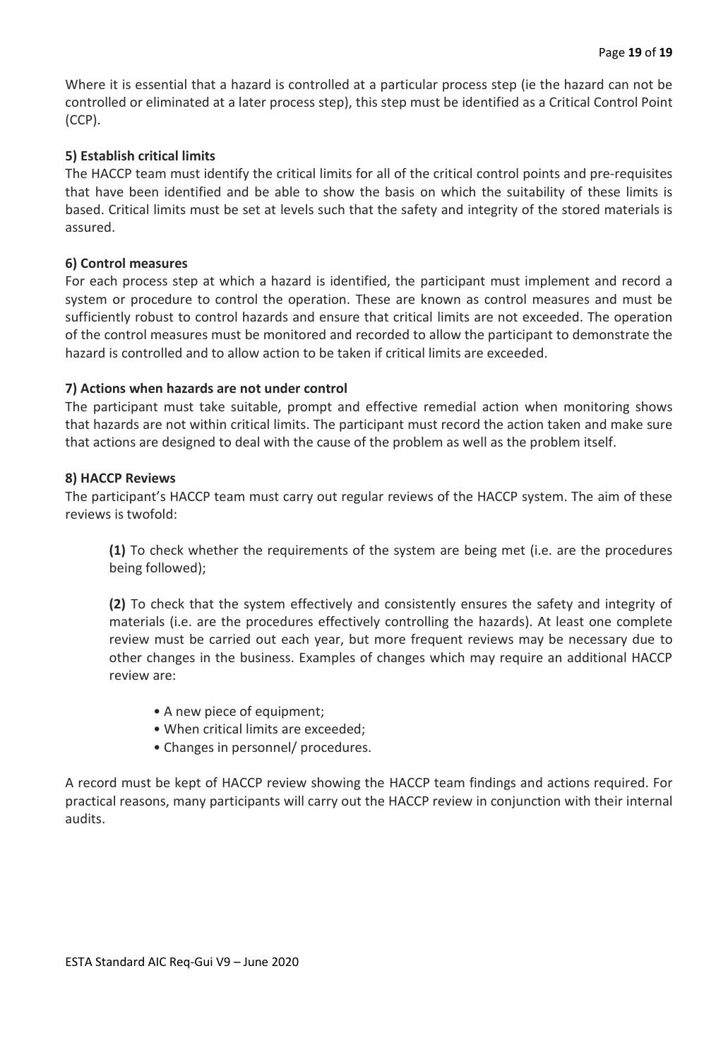Where it is essential that a hazard is controlled at a particular process step (ie the hazard can not be controlled or eliminated at a later process step), this step must be identified as a Critical Control Point (CCP).

**5) Establish critical limits**

The HACCP team must identify the critical limits for all of the critical control points and pre-requisites that have been identified and be able to show the basis on which the suitability of these limits is based. Critical limits must be set at levels such that the safety and integrity of the stored materials is assured.

**6) Control measures**

For each process step at which a hazard is identified, the participant must implement and record a system or procedure to control the operation. These are known as control measures and must be sufficiently robust to control hazards and ensure that critical limits are not exceeded. The operation of the control measures must be monitored and recorded to allow the participant to demonstrate the hazard is controlled and to allow action to be taken if critical limits are exceeded.

**7) Actions when hazards are not under control**

The participant must take suitable, prompt and effective remedial action when monitoring shows that hazards are not within critical limits. The participant must record the action taken and make sure that actions are designed to deal with the cause of the problem as well as the problem itself.

**8) HACCP Reviews**

The participant's HACCP team must carry out regular reviews of the HACCP system. The aim of these reviews is twofold:

> **(1)** To check whether the requirements of the system are being met (i.e. are the procedures being followed);
>
> **(2)** To check that the system effectively and consistently ensures the safety and integrity of materials (i.e. are the procedures effectively controlling the hazards). At least one complete review must be carried out each year, but more frequent reviews may be necessary due to other changes in the business. Examples of changes which may require an additional HACCP review are:
>
> - A new piece of equipment;
> - When critical limits are exceeded;
> - Changes in personnel/ procedures.

A record must be kept of HACCP review showing the HACCP team findings and actions required. For practical reasons, many participants will carry out the HACCP review in conjunction with their internal audits.

ESTA Standard AIC Req-Gui V9 – June 2020